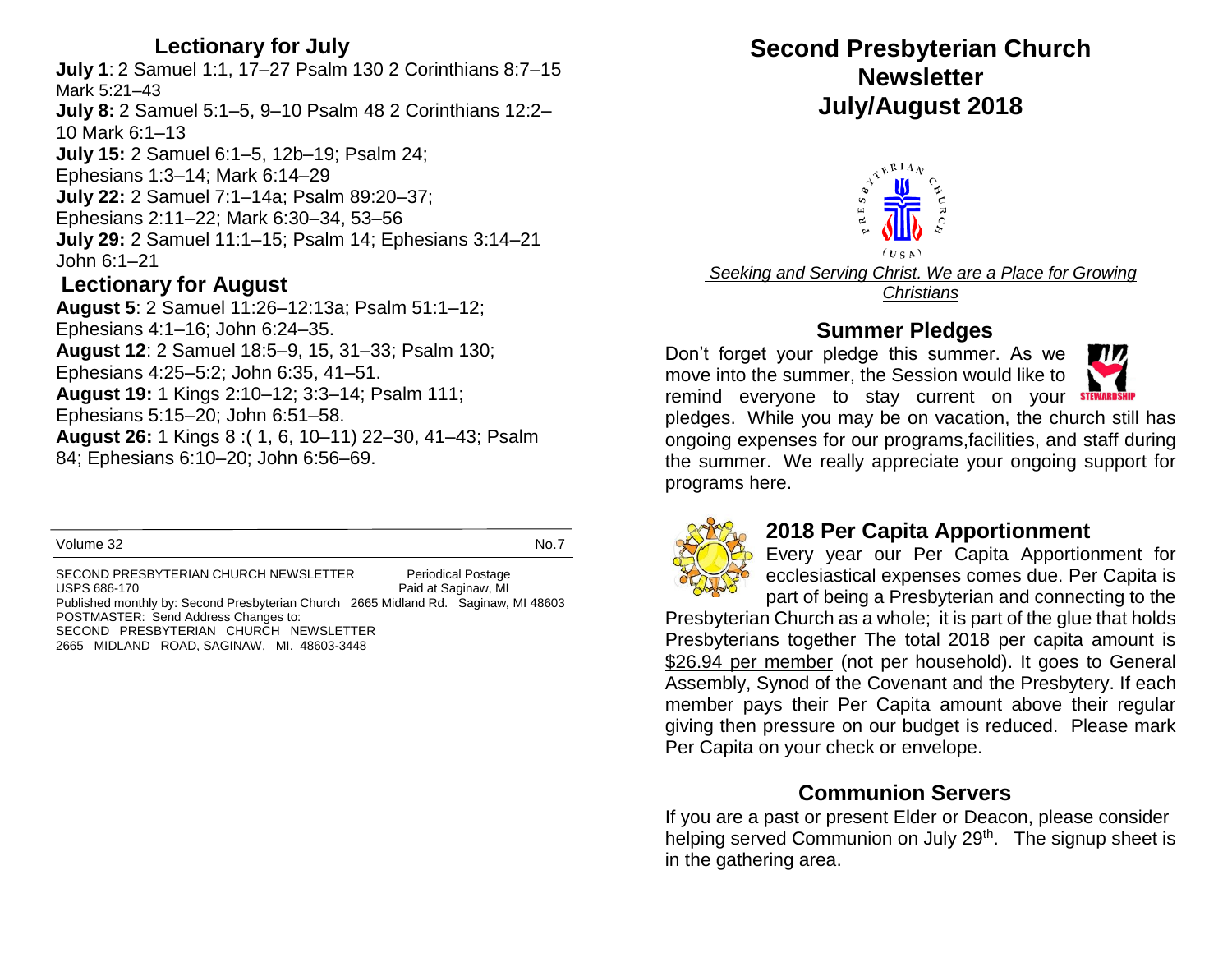## Lectionary for July

**July 1**: 2 Samuel 1:1, 17–27 Psalm 130 2 Corinthians 8:7–15 Mark 5:21–43

**July 8:** 2 Samuel 5:1–5, 9–10 Psalm 48 2 Corinthians 12:2–10 Mark 6:1–13

**July 15:** 2 Samuel 6:1–5, 12b–19; Psalm 24; Ephesians 1:3–14; Mark 6:14–29

**July 22:** 2 Samuel 7:1–14a; Psalm 89:20–37; Ephesians 2:11–22; Mark 6:30–34, 53–56

**July 29:** 2 Samuel 11:1–15; Psalm 14; Ephesians 3:14–21 John 6:1–21

## Lectionary for August

**August 5**: 2 Samuel 11:26–12:13a; Psalm 51:1–12; Ephesians 4:1–16; John 6:24–35.

**August 12**: 2 Samuel 18:5–9, 15, 31–33; Psalm 130; Ephesians 4:25–5:2; John 6:35, 41–51.

**August 19:** 1 Kings 2:10–12; 3:3–14; Psalm 111; Ephesians 5:15–20; John 6:51–58.

**August 26:** 1 Kings 8 :( 1, 6, 10–11) 22–30, 41–43; Psalm 84; Ephesians 6:10–20; John 6:56–69.

---

Volume 32 No.7

SECOND PRESBYTERIAN CHURCH NEWSLETTER Periodical Postage
USPS 686-170 Paid at Saginaw, MI
Published monthly by: Second Presbyterian Church 2665 Midland Rd. Saginaw, MI 48603
POSTMASTER: Send Address Changes to:
SECOND PRESBYTERIAN CHURCH NEWSLETTER
2665 MIDLAND ROAD, SAGINAW, MI. 48603-3448

# Second Presbyterian Church Newsletter July/August 2018

PRESBYTERIAN CHURCH (USA)

*Seeking and Serving Christ. We are a Place for Growing Christians*

## Summer Pledges

Don't forget your pledge this summer. As we move into the summer, the Session would like to remind everyone to stay current on your pledges. While you may be on vacation, the church still has ongoing expenses for our programs,facilities, and staff during the summer. We really appreciate your ongoing support for programs here.

STEWARDSHIP

## 2018 Per Capita Apportionment

Every year our Per Capita Apportionment for ecclesiastical expenses comes due. Per Capita is part of being a Presbyterian and connecting to the Presbyterian Church as a whole; it is part of the glue that holds Presbyterians together The total 2018 per capita amount is $26.94 per member (not per household). It goes to General Assembly, Synod of the Covenant and the Presbytery. If each member pays their Per Capita amount above their regular giving then pressure on our budget is reduced. Please mark Per Capita on your check or envelope.

## Communion Servers

If you are a past or present Elder or Deacon, please consider helping served Communion on July 29th. The signup sheet is in the gathering area.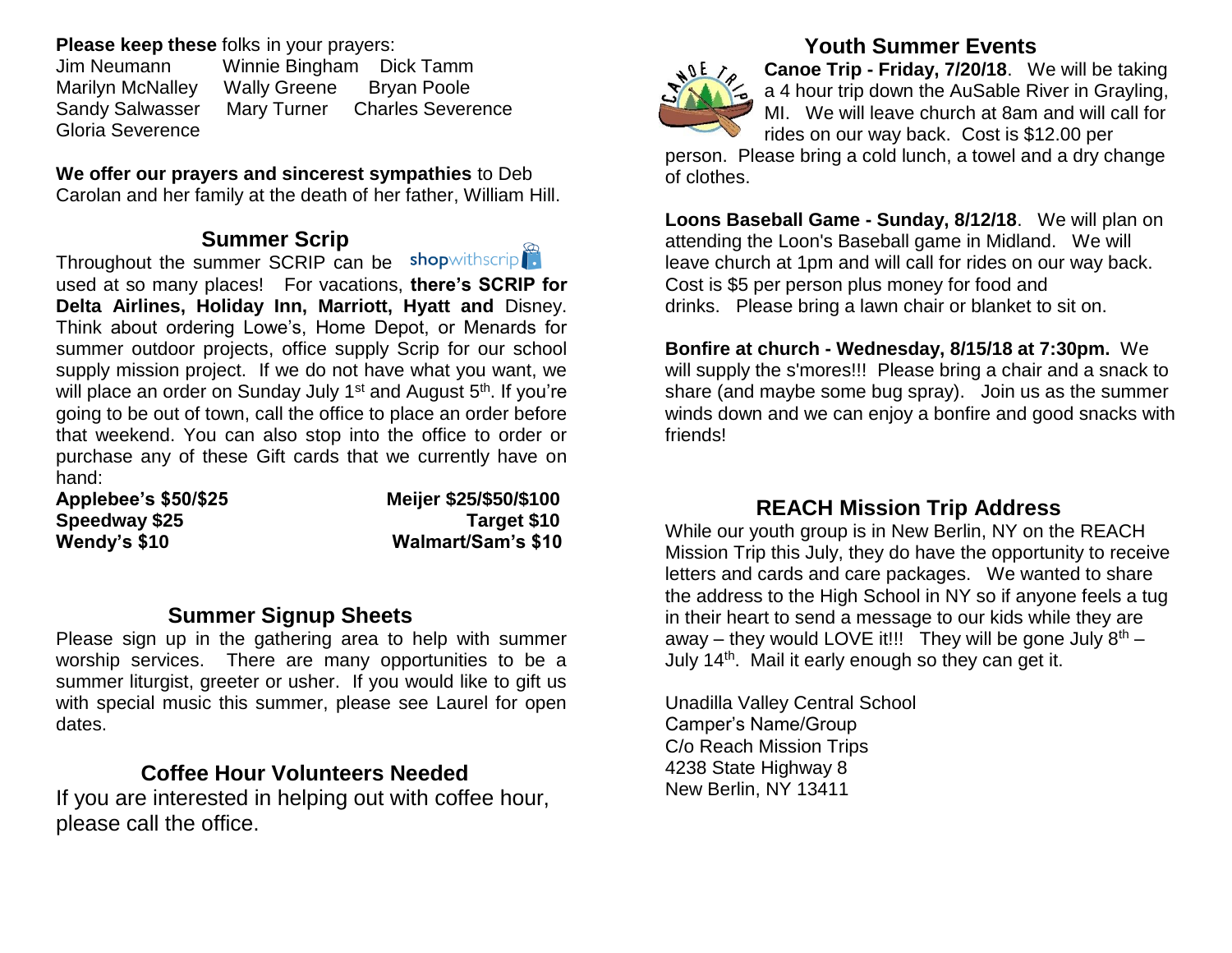**Please keep these** folks in your prayers:

Jim Neumann, Winnie Bingham, Dick Tamm, Marilyn McNalley, Wally Greene, Bryan Poole, Sandy Salwasser, Mary Turner, Charles Severence, Gloria Severence

**We offer our prayers and sincerest sympathies** to Deb Carolan and her family at the death of her father, William Hill.

## Summer Scrip

Throughout the summer SCRIP can be used at so many places! For vacations, **there's SCRIP for Delta Airlines, Holiday Inn, Marriott, Hyatt and** Disney. Think about ordering Lowe's, Home Depot, or Menards for summer outdoor projects, office supply Scrip for our school supply mission project. If we do not have what you want, we will place an order on Sunday July 1st and August 5th. If you're going to be out of town, call the office to place an order before that weekend. You can also stop into the office to order or purchase any of these Gift cards that we currently have on hand:

| | |
|---|---|
| **Applebee's $50/$25** | **Meijer $25/$50/$100** |
| **Speedway $25** | **Target $10** |
| **Wendy's $10** | **Walmart/Sam's $10** |

## Summer Signup Sheets

Please sign up in the gathering area to help with summer worship services. There are many opportunities to be a summer liturgist, greeter or usher. If you would like to gift us with special music this summer, please see Laurel for open dates.

## Coffee Hour Volunteers Needed

If you are interested in helping out with coffee hour, please call the office.

## Youth Summer Events

**Canoe Trip - Friday, 7/20/18**. We will be taking a 4 hour trip down the AuSable River in Grayling, MI. We will leave church at 8am and will call for rides on our way back. Cost is $12.00 per person. Please bring a cold lunch, a towel and a dry change of clothes.

**Loons Baseball Game - Sunday, 8/12/18**. We will plan on attending the Loon's Baseball game in Midland. We will leave church at 1pm and will call for rides on our way back. Cost is $5 per person plus money for food and drinks. Please bring a lawn chair or blanket to sit on.

**Bonfire at church - Wednesday, 8/15/18 at 7:30pm.** We will supply the s'mores!!! Please bring a chair and a snack to share (and maybe some bug spray). Join us as the summer winds down and we can enjoy a bonfire and good snacks with friends!

## REACH Mission Trip Address

While our youth group is in New Berlin, NY on the REACH Mission Trip this July, they do have the opportunity to receive letters and cards and care packages. We wanted to share the address to the High School in NY so if anyone feels a tug in their heart to send a message to our kids while they are away – they would LOVE it!!! They will be gone July 8th – July 14th. Mail it early enough so they can get it.

Unadilla Valley Central School
Camper's Name/Group
C/o Reach Mission Trips
4238 State Highway 8
New Berlin, NY 13411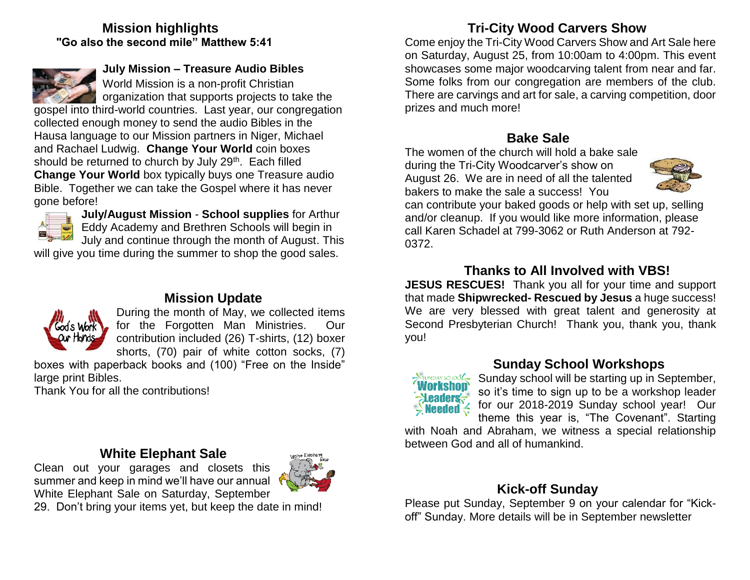## Mission highlights

**"Go also the second mile" Matthew 5:41**

### July Mission – Treasure Audio Bibles

World Mission is a non-profit Christian organization that supports projects to take the gospel into third-world countries. Last year, our congregation collected enough money to send the audio Bibles in the Hausa language to our Mission partners in Niger, Michael and Rachael Ludwig. **Change Your World** coin boxes should be returned to church by July 29th. Each filled **Change Your World** box typically buys one Treasure audio Bible. Together we can take the Gospel where it has never gone before!

**July/August Mission** - **School supplies** for Arthur Eddy Academy and Brethren Schools will begin in July and continue through the month of August. This will give you time during the summer to shop the good sales.

## Mission Update

During the month of May, we collected items for the Forgotten Man Ministries. Our contribution included (26) T-shirts, (12) boxer shorts, (70) pair of white cotton socks, (7) boxes with paperback books and (100) "Free on the Inside" large print Bibles.

Thank You for all the contributions!

## White Elephant Sale

Clean out your garages and closets this summer and keep in mind we'll have our annual White Elephant Sale on Saturday, September 29. Don't bring your items yet, but keep the date in mind!

## Tri-City Wood Carvers Show

Come enjoy the Tri-City Wood Carvers Show and Art Sale here on Saturday, August 25, from 10:00am to 4:00pm. This event showcases some major woodcarving talent from near and far. Some folks from our congregation are members of the club. There are carvings and art for sale, a carving competition, door prizes and much more!

## Bake Sale

The women of the church will hold a bake sale during the Tri-City Woodcarver's show on August 26. We are in need of all the talented bakers to make the sale a success! You can contribute your baked goods or help with set up, selling and/or cleanup. If you would like more information, please call Karen Schadel at 799-3062 or Ruth Anderson at 792-0372.

## Thanks to All Involved with VBS!

**JESUS RESCUES!** Thank you all for your time and support that made **Shipwrecked- Rescued by Jesus** a huge success! We are very blessed with great talent and generosity at Second Presbyterian Church! Thank you, thank you, thank you!

## Sunday School Workshops

Sunday school will be starting up in September, so it's time to sign up to be a workshop leader for our 2018-2019 Sunday school year! Our theme this year is, "The Covenant". Starting with Noah and Abraham, we witness a special relationship between God and all of humankind.

## Kick-off Sunday

Please put Sunday, September 9 on your calendar for "Kick-off" Sunday. More details will be in September newsletter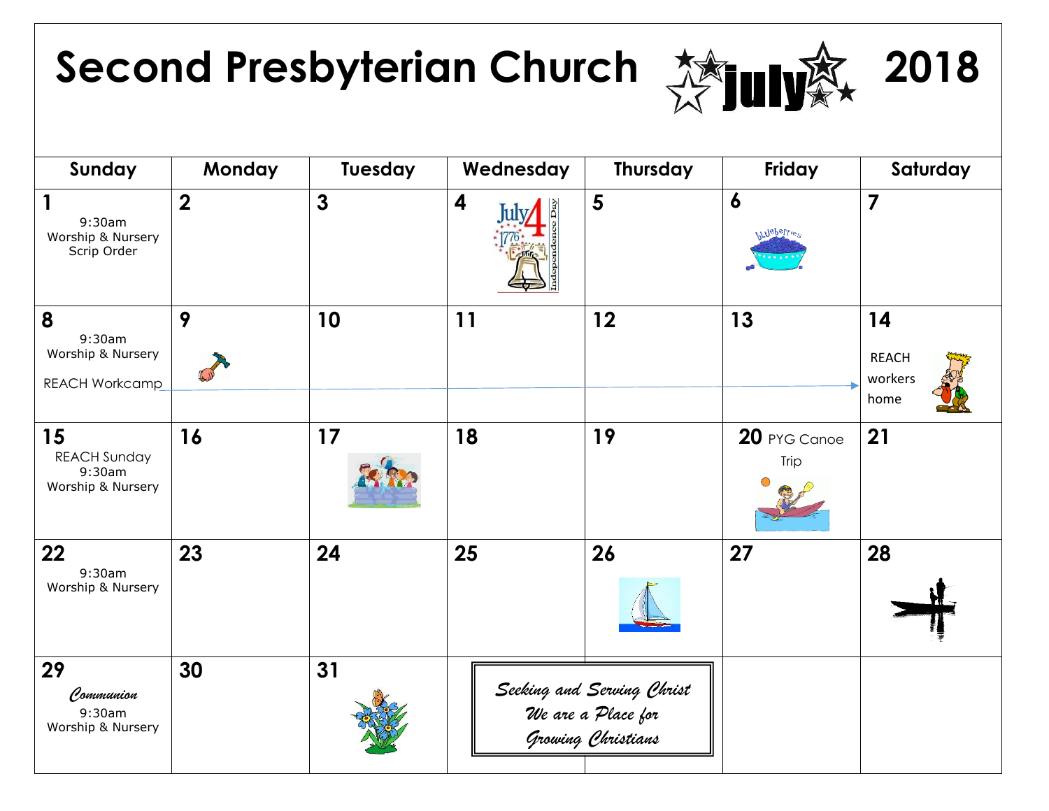# Second Presbyterian Church July 2018

| Sunday | Monday | Tuesday | Wednesday | Thursday | Friday | Saturday |
|---|---|---|---|---|---|---|
| 1 9:30am Worship & Nursery Scrip Order | 2 | 3 | 4 July 4 1776 Independence Day | 5 | 6 blueberries | 7 |
| 8 9:30am Worship & Nursery REACH Workcamp | 9 | 10 | 11 | 12 | 13 | 14 REACH workers home |
| 15 REACH Sunday 9:30am Worship & Nursery | 16 | 17 | 18 | 19 | 20 PYG Canoe Trip | 21 |
| 22 9:30am Worship & Nursery | 23 | 24 | 25 | 26 | 27 | 28 |
| 29 *Communion* 9:30am Worship & Nursery | 30 | 31 | | | | |

*Seeking and Serving Christ*
*We are a Place for*
*Growing Christians*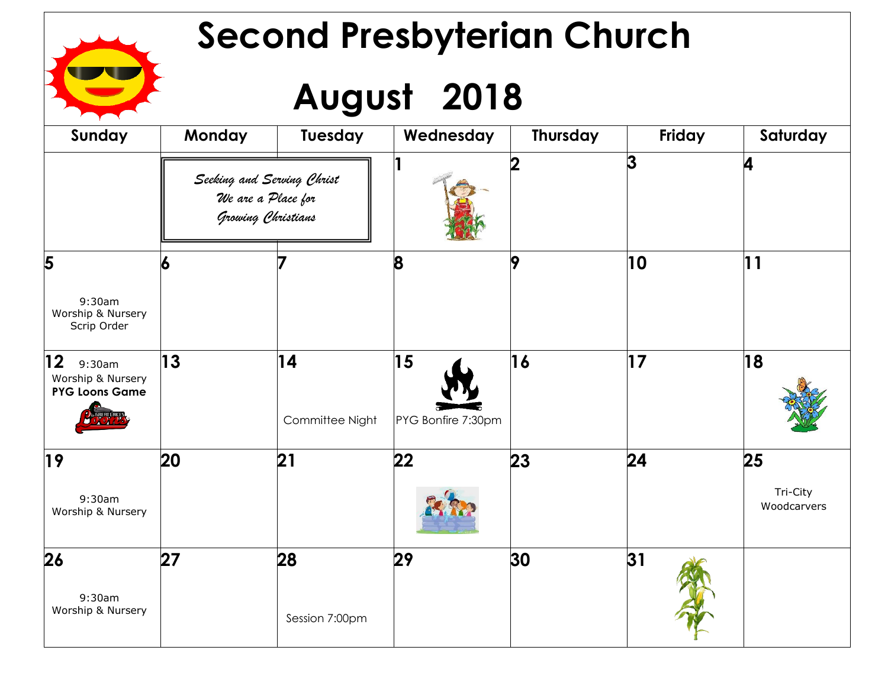# Second Presbyterian Church

# August 2018

| Sunday | Monday | Tuesday | Wednesday | Thursday | Friday | Saturday |
|---|---|---|---|---|---|---|
| | *Seeking and Serving Christ We are a Place for Growing Christians* | | 1 | 2 | 3 | 4 |
| 5 9:30am Worship & Nursery Scrip Order | 6 | 7 | 8 | 9 | 10 | 11 |
| 12 9:30am Worship & Nursery **PYG Loons Game** | 13 | 14 Committee Night | 15 PYG Bonfire 7:30pm | 16 | 17 | 18 |
| 19 9:30am Worship & Nursery | 20 | 21 | 22 | 23 | 24 | 25 Tri-City Woodcarvers |
| 26 9:30am Worship & Nursery | 27 | 28 Session 7:00pm | 29 | 30 | 31 | |